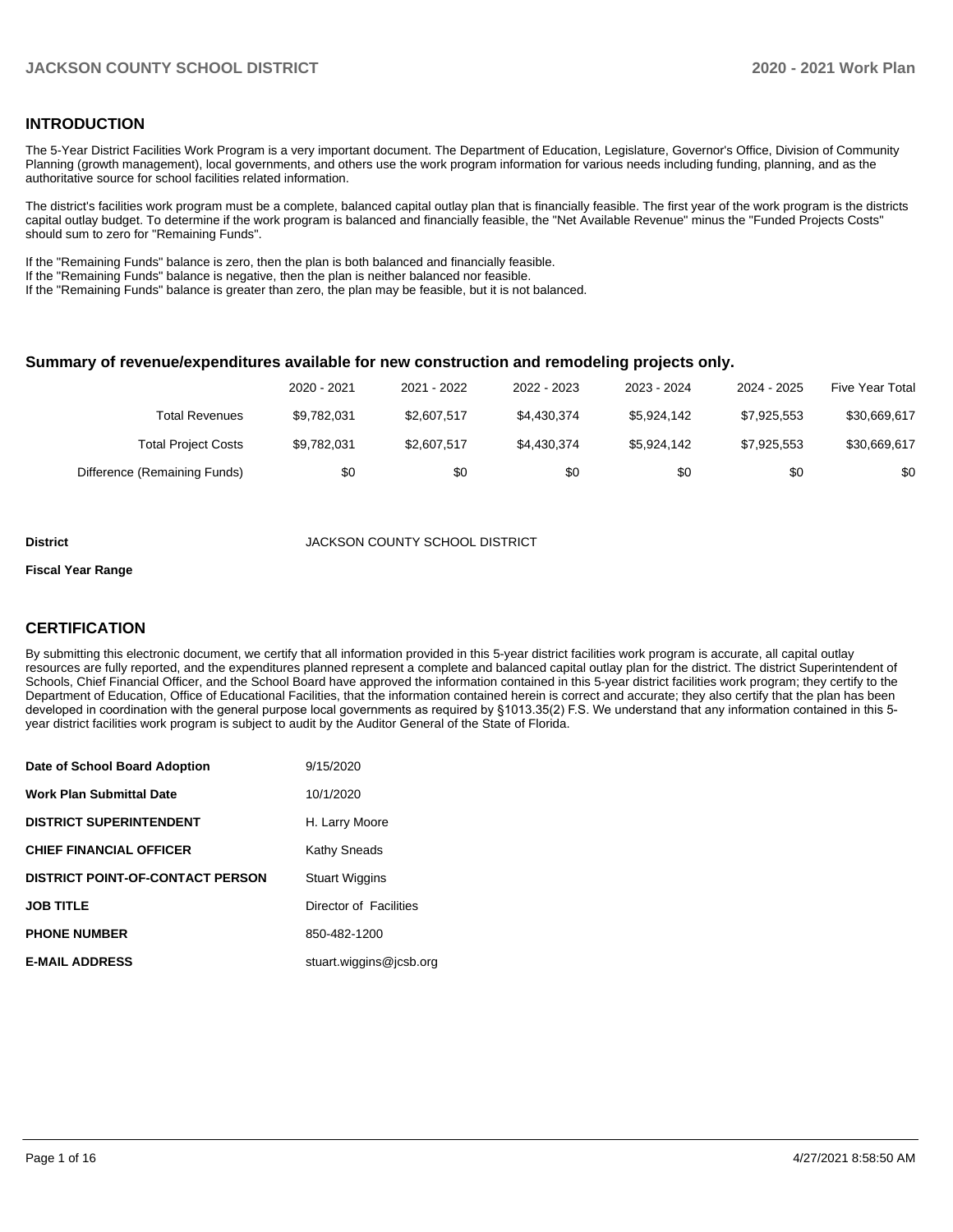## INTRODUCTION

The 5-Year District Facilities Work Program is a very important document. The Department of Education, Legislature, Governor's Office, Division of Community Planning (growth management), local governments, and others use the work program information for various needs including funding, planning, and as the authoritative source for school facilities related information.

The district's facilities work program must be a complete, balanced capital outlay plan that is financially feasible. The first year of the work program is the districts capital outlay budget. To determine if the work program is balanced and financially feasible, the "Net Available Revenue" minus the "Funded Projects Costs" should sum to zero for "Remaining Funds".

If the "Remaining Funds" balance is zero, then the plan is both balanced and financially feasible.
If the "Remaining Funds" balance is negative, then the plan is neither balanced nor feasible.
If the "Remaining Funds" balance is greater than zero, the plan may be feasible, but it is not balanced.

### Summary of revenue/expenditures available for new construction and remodeling projects only.

| | 2020 - 2021 | 2021 - 2022 | 2022 - 2023 | 2023 - 2024 | 2024 - 2025 | Five Year Total |
|---|---|---|---|---|---|---|
| Total Revenues | $9,782,031 | $2,607,517 | $4,430,374 | $5,924,142 | $7,925,553 | $30,669,617 |
| Total Project Costs | $9,782,031 | $2,607,517 | $4,430,374 | $5,924,142 | $7,925,553 | $30,669,617 |
| Difference (Remaining Funds) | $0 | $0 | $0 | $0 | $0 | $0 |

**District** JACKSON COUNTY SCHOOL DISTRICT

**Fiscal Year Range**

## CERTIFICATION

By submitting this electronic document, we certify that all information provided in this 5-year district facilities work program is accurate, all capital outlay resources are fully reported, and the expenditures planned represent a complete and balanced capital outlay plan for the district. The district Superintendent of Schools, Chief Financial Officer, and the School Board have approved the information contained in this 5-year district facilities work program; they certify to the Department of Education, Office of Educational Facilities, that the information contained herein is correct and accurate; they also certify that the plan has been developed in coordination with the general purpose local governments as required by §1013.35(2) F.S. We understand that any information contained in this 5-year district facilities work program is subject to audit by the Auditor General of the State of Florida.

| | |
|---|---|
| **Date of School Board Adoption** | 9/15/2020 |
| **Work Plan Submittal Date** | 10/1/2020 |
| **DISTRICT SUPERINTENDENT** | H. Larry Moore |
| **CHIEF FINANCIAL OFFICER** | Kathy Sneads |
| **DISTRICT POINT-OF-CONTACT PERSON** | Stuart Wiggins |
| **JOB TITLE** | Director of Facilities |
| **PHONE NUMBER** | 850-482-1200 |
| **E-MAIL ADDRESS** | stuart.wiggins@jcsb.org |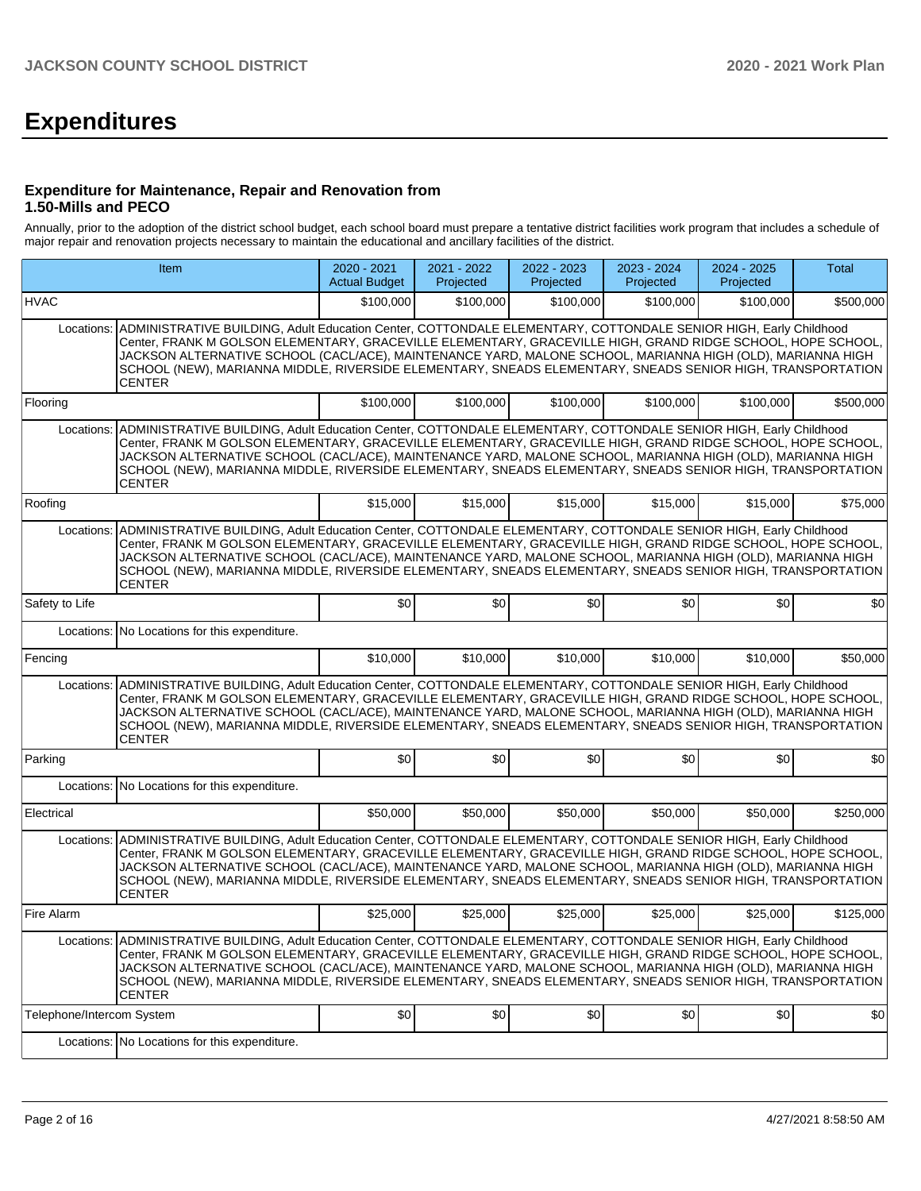# Expenditures

### Expenditure for Maintenance, Repair and Renovation from 1.50-Mills and PECO

Annually, prior to the adoption of the district school budget, each school board must prepare a tentative district facilities work program that includes a schedule of major repair and renovation projects necessary to maintain the educational and ancillary facilities of the district.

| Item | | 2020 - 2021 Actual Budget | 2021 - 2022 Projected | 2022 - 2023 Projected | 2023 - 2024 Projected | 2024 - 2025 Projected | Total |
|---|---|---|---|---|---|---|---|
| HVAC | | $100,000 | $100,000 | $100,000 | $100,000 | $100,000 | $500,000 |
| Locations: | ADMINISTRATIVE BUILDING, Adult Education Center, COTTONDALE ELEMENTARY, COTTONDALE SENIOR HIGH, Early Childhood Center, FRANK M GOLSON ELEMENTARY, GRACEVILLE ELEMENTARY, GRACEVILLE HIGH, GRAND RIDGE SCHOOL, HOPE SCHOOL, JACKSON ALTERNATIVE SCHOOL (CACL/ACE), MAINTENANCE YARD, MALONE SCHOOL, MARIANNA HIGH (OLD), MARIANNA HIGH SCHOOL (NEW), MARIANNA MIDDLE, RIVERSIDE ELEMENTARY, SNEADS ELEMENTARY, SNEADS SENIOR HIGH, TRANSPORTATION CENTER | | | | | | |
| Flooring | | $100,000 | $100,000 | $100,000 | $100,000 | $100,000 | $500,000 |
| Locations: | ADMINISTRATIVE BUILDING, Adult Education Center, COTTONDALE ELEMENTARY, COTTONDALE SENIOR HIGH, Early Childhood Center, FRANK M GOLSON ELEMENTARY, GRACEVILLE ELEMENTARY, GRACEVILLE HIGH, GRAND RIDGE SCHOOL, HOPE SCHOOL, JACKSON ALTERNATIVE SCHOOL (CACL/ACE), MAINTENANCE YARD, MALONE SCHOOL, MARIANNA HIGH (OLD), MARIANNA HIGH SCHOOL (NEW), MARIANNA MIDDLE, RIVERSIDE ELEMENTARY, SNEADS ELEMENTARY, SNEADS SENIOR HIGH, TRANSPORTATION CENTER | | | | | | |
| Roofing | | $15,000 | $15,000 | $15,000 | $15,000 | $15,000 | $75,000 |
| Locations: | ADMINISTRATIVE BUILDING, Adult Education Center, COTTONDALE ELEMENTARY, COTTONDALE SENIOR HIGH, Early Childhood Center, FRANK M GOLSON ELEMENTARY, GRACEVILLE ELEMENTARY, GRACEVILLE HIGH, GRAND RIDGE SCHOOL, HOPE SCHOOL, JACKSON ALTERNATIVE SCHOOL (CACL/ACE), MAINTENANCE YARD, MALONE SCHOOL, MARIANNA HIGH (OLD), MARIANNA HIGH SCHOOL (NEW), MARIANNA MIDDLE, RIVERSIDE ELEMENTARY, SNEADS ELEMENTARY, SNEADS SENIOR HIGH, TRANSPORTATION CENTER | | | | | | |
| Safety to Life | | $0 | $0 | $0 | $0 | $0 | $0 |
| Locations: | No Locations for this expenditure. | | | | | | |
| Fencing | | $10,000 | $10,000 | $10,000 | $10,000 | $10,000 | $50,000 |
| Locations: | ADMINISTRATIVE BUILDING, Adult Education Center, COTTONDALE ELEMENTARY, COTTONDALE SENIOR HIGH, Early Childhood Center, FRANK M GOLSON ELEMENTARY, GRACEVILLE ELEMENTARY, GRACEVILLE HIGH, GRAND RIDGE SCHOOL, HOPE SCHOOL, JACKSON ALTERNATIVE SCHOOL (CACL/ACE), MAINTENANCE YARD, MALONE SCHOOL, MARIANNA HIGH (OLD), MARIANNA HIGH SCHOOL (NEW), MARIANNA MIDDLE, RIVERSIDE ELEMENTARY, SNEADS ELEMENTARY, SNEADS SENIOR HIGH, TRANSPORTATION CENTER | | | | | | |
| Parking | | $0 | $0 | $0 | $0 | $0 | $0 |
| Locations: | No Locations for this expenditure. | | | | | | |
| Electrical | | $50,000 | $50,000 | $50,000 | $50,000 | $50,000 | $250,000 |
| Locations: | ADMINISTRATIVE BUILDING, Adult Education Center, COTTONDALE ELEMENTARY, COTTONDALE SENIOR HIGH, Early Childhood Center, FRANK M GOLSON ELEMENTARY, GRACEVILLE ELEMENTARY, GRACEVILLE HIGH, GRAND RIDGE SCHOOL, HOPE SCHOOL, JACKSON ALTERNATIVE SCHOOL (CACL/ACE), MAINTENANCE YARD, MALONE SCHOOL, MARIANNA HIGH (OLD), MARIANNA HIGH SCHOOL (NEW), MARIANNA MIDDLE, RIVERSIDE ELEMENTARY, SNEADS ELEMENTARY, SNEADS SENIOR HIGH, TRANSPORTATION CENTER | | | | | | |
| Fire Alarm | | $25,000 | $25,000 | $25,000 | $25,000 | $25,000 | $125,000 |
| Locations: | ADMINISTRATIVE BUILDING, Adult Education Center, COTTONDALE ELEMENTARY, COTTONDALE SENIOR HIGH, Early Childhood Center, FRANK M GOLSON ELEMENTARY, GRACEVILLE ELEMENTARY, GRACEVILLE HIGH, GRAND RIDGE SCHOOL, HOPE SCHOOL, JACKSON ALTERNATIVE SCHOOL (CACL/ACE), MAINTENANCE YARD, MALONE SCHOOL, MARIANNA HIGH (OLD), MARIANNA HIGH SCHOOL (NEW), MARIANNA MIDDLE, RIVERSIDE ELEMENTARY, SNEADS ELEMENTARY, SNEADS SENIOR HIGH, TRANSPORTATION CENTER | | | | | | |
| Telephone/Intercom System | | $0 | $0 | $0 | $0 | $0 | $0 |
| Locations: | No Locations for this expenditure. | | | | | | |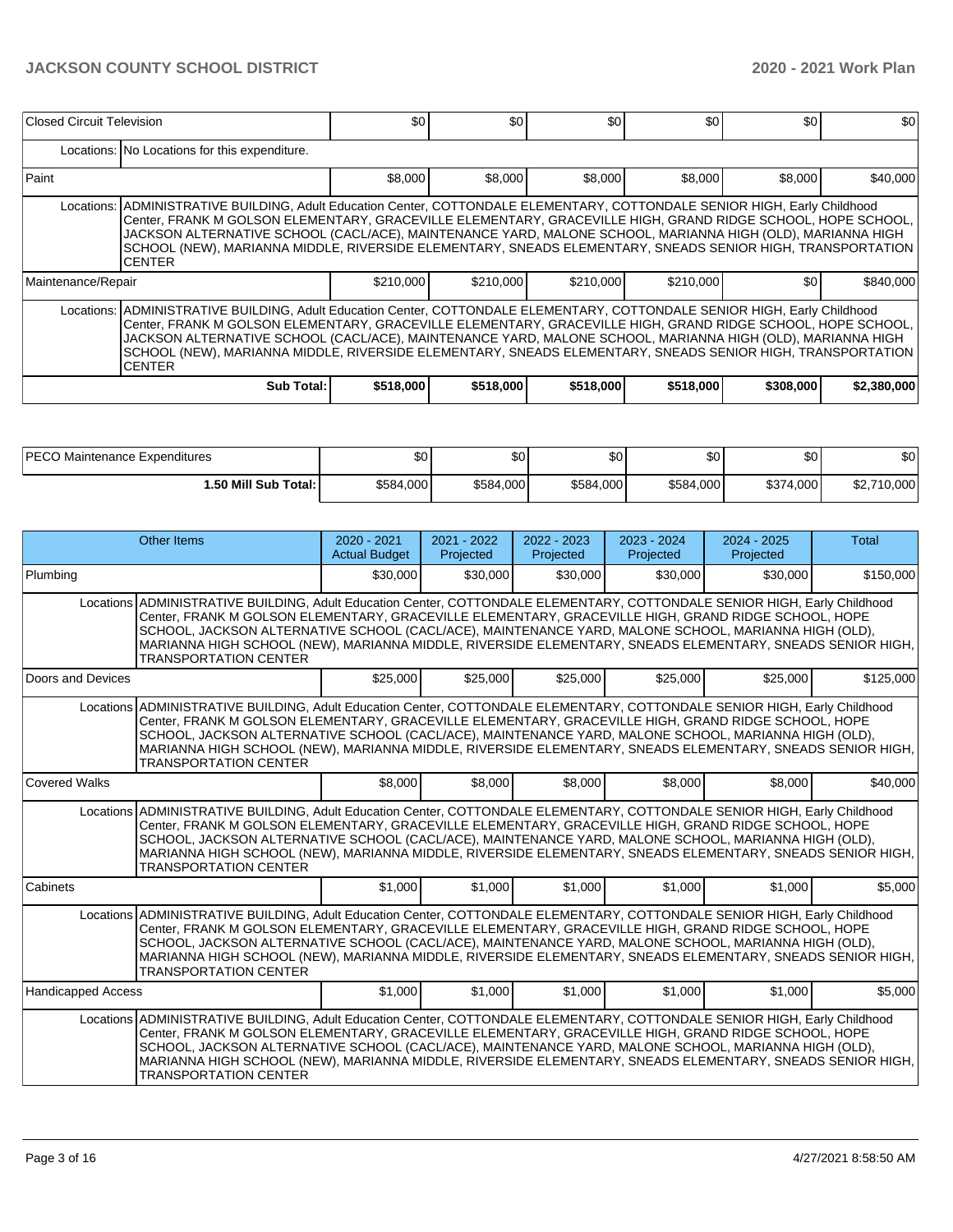| | | | | | | |
|---|---|---|---|---|---|---|
| Closed Circuit Television | $0 | $0 | $0 | $0 | $0 | $0 |
| Locations: No Locations for this expenditure. | | | | | | |
| Paint | $8,000 | $8,000 | $8,000 | $8,000 | $8,000 | $40,000 |
| Locations: ADMINISTRATIVE BUILDING, Adult Education Center, COTTONDALE ELEMENTARY, COTTONDALE SENIOR HIGH, Early Childhood Center, FRANK M GOLSON ELEMENTARY, GRACEVILLE ELEMENTARY, GRACEVILLE HIGH, GRAND RIDGE SCHOOL, HOPE SCHOOL, JACKSON ALTERNATIVE SCHOOL (CACL/ACE), MAINTENANCE YARD, MALONE SCHOOL, MARIANNA HIGH (OLD), MARIANNA HIGH SCHOOL (NEW), MARIANNA MIDDLE, RIVERSIDE ELEMENTARY, SNEADS ELEMENTARY, SNEADS SENIOR HIGH, TRANSPORTATION CENTER | | | | | | |
| Maintenance/Repair | $210,000 | $210,000 | $210,000 | $210,000 | $0 | $840,000 |
| Locations: ADMINISTRATIVE BUILDING, Adult Education Center, COTTONDALE ELEMENTARY, COTTONDALE SENIOR HIGH, Early Childhood Center, FRANK M GOLSON ELEMENTARY, GRACEVILLE ELEMENTARY, GRACEVILLE HIGH, GRAND RIDGE SCHOOL, HOPE SCHOOL, JACKSON ALTERNATIVE SCHOOL (CACL/ACE), MAINTENANCE YARD, MALONE SCHOOL, MARIANNA HIGH (OLD), MARIANNA HIGH SCHOOL (NEW), MARIANNA MIDDLE, RIVERSIDE ELEMENTARY, SNEADS ELEMENTARY, SNEADS SENIOR HIGH, TRANSPORTATION CENTER | | | | | | |
| **Sub Total:** | **$518,000** | **$518,000** | **$518,000** | **$518,000** | **$308,000** | **$2,380,000** |

| | | | | | | |
|---|---|---|---|---|---|---|
| PECO Maintenance Expenditures | $0 | $0 | $0 | $0 | $0 | $0 |
| **1.50 Mill Sub Total:** | $584,000 | $584,000 | $584,000 | $584,000 | $374,000 | $2,710,000 |

| Other Items | 2020 - 2021 Actual Budget | 2021 - 2022 Projected | 2022 - 2023 Projected | 2023 - 2024 Projected | 2024 - 2025 Projected | Total |
|---|---|---|---|---|---|---|
| Plumbing | $30,000 | $30,000 | $30,000 | $30,000 | $30,000 | $150,000 |
| Locations ADMINISTRATIVE BUILDING, Adult Education Center, COTTONDALE ELEMENTARY, COTTONDALE SENIOR HIGH, Early Childhood Center, FRANK M GOLSON ELEMENTARY, GRACEVILLE ELEMENTARY, GRACEVILLE HIGH, GRAND RIDGE SCHOOL, HOPE SCHOOL, JACKSON ALTERNATIVE SCHOOL (CACL/ACE), MAINTENANCE YARD, MALONE SCHOOL, MARIANNA HIGH (OLD), MARIANNA HIGH SCHOOL (NEW), MARIANNA MIDDLE, RIVERSIDE ELEMENTARY, SNEADS ELEMENTARY, SNEADS SENIOR HIGH, TRANSPORTATION CENTER | | | | | | |
| Doors and Devices | $25,000 | $25,000 | $25,000 | $25,000 | $25,000 | $125,000 |
| Locations ADMINISTRATIVE BUILDING, Adult Education Center, COTTONDALE ELEMENTARY, COTTONDALE SENIOR HIGH, Early Childhood Center, FRANK M GOLSON ELEMENTARY, GRACEVILLE ELEMENTARY, GRACEVILLE HIGH, GRAND RIDGE SCHOOL, HOPE SCHOOL, JACKSON ALTERNATIVE SCHOOL (CACL/ACE), MAINTENANCE YARD, MALONE SCHOOL, MARIANNA HIGH (OLD), MARIANNA HIGH SCHOOL (NEW), MARIANNA MIDDLE, RIVERSIDE ELEMENTARY, SNEADS ELEMENTARY, SNEADS SENIOR HIGH, TRANSPORTATION CENTER | | | | | | |
| Covered Walks | $8,000 | $8,000 | $8,000 | $8,000 | $8,000 | $40,000 |
| Locations ADMINISTRATIVE BUILDING, Adult Education Center, COTTONDALE ELEMENTARY, COTTONDALE SENIOR HIGH, Early Childhood Center, FRANK M GOLSON ELEMENTARY, GRACEVILLE ELEMENTARY, GRACEVILLE HIGH, GRAND RIDGE SCHOOL, HOPE SCHOOL, JACKSON ALTERNATIVE SCHOOL (CACL/ACE), MAINTENANCE YARD, MALONE SCHOOL, MARIANNA HIGH (OLD), MARIANNA HIGH SCHOOL (NEW), MARIANNA MIDDLE, RIVERSIDE ELEMENTARY, SNEADS ELEMENTARY, SNEADS SENIOR HIGH, TRANSPORTATION CENTER | | | | | | |
| Cabinets | $1,000 | $1,000 | $1,000 | $1,000 | $1,000 | $5,000 |
| Locations ADMINISTRATIVE BUILDING, Adult Education Center, COTTONDALE ELEMENTARY, COTTONDALE SENIOR HIGH, Early Childhood Center, FRANK M GOLSON ELEMENTARY, GRACEVILLE ELEMENTARY, GRACEVILLE HIGH, GRAND RIDGE SCHOOL, HOPE SCHOOL, JACKSON ALTERNATIVE SCHOOL (CACL/ACE), MAINTENANCE YARD, MALONE SCHOOL, MARIANNA HIGH (OLD), MARIANNA HIGH SCHOOL (NEW), MARIANNA MIDDLE, RIVERSIDE ELEMENTARY, SNEADS ELEMENTARY, SNEADS SENIOR HIGH, TRANSPORTATION CENTER | | | | | | |
| Handicapped Access | $1,000 | $1,000 | $1,000 | $1,000 | $1,000 | $5,000 |
| Locations ADMINISTRATIVE BUILDING, Adult Education Center, COTTONDALE ELEMENTARY, COTTONDALE SENIOR HIGH, Early Childhood Center, FRANK M GOLSON ELEMENTARY, GRACEVILLE ELEMENTARY, GRACEVILLE HIGH, GRAND RIDGE SCHOOL, HOPE SCHOOL, JACKSON ALTERNATIVE SCHOOL (CACL/ACE), MAINTENANCE YARD, MALONE SCHOOL, MARIANNA HIGH (OLD), MARIANNA HIGH SCHOOL (NEW), MARIANNA MIDDLE, RIVERSIDE ELEMENTARY, SNEADS ELEMENTARY, SNEADS SENIOR HIGH, TRANSPORTATION CENTER | | | | | | |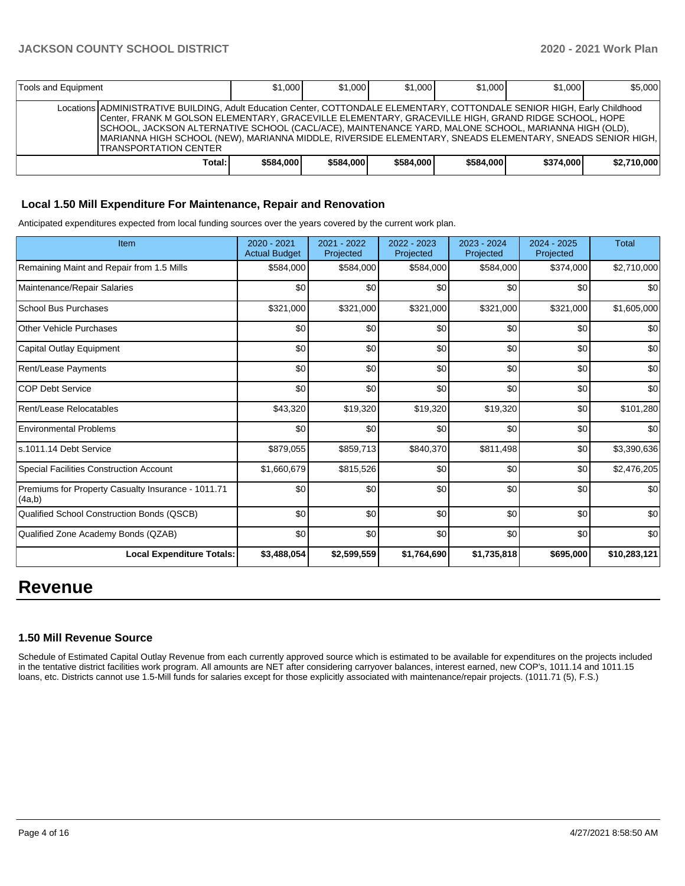| Tools and Equipment | | $1,000 | $1,000 | $1,000 | $1,000 | $1,000 | $5,000 |
|---|---|---|---|---|---|---|---|
| | Locations | ADMINISTRATIVE BUILDING, Adult Education Center, COTTONDALE ELEMENTARY, COTTONDALE SENIOR HIGH, Early Childhood Center, FRANK M GOLSON ELEMENTARY, GRACEVILLE ELEMENTARY, GRACEVILLE HIGH, GRAND RIDGE SCHOOL, HOPE SCHOOL, JACKSON ALTERNATIVE SCHOOL (CACL/ACE), MAINTENANCE YARD, MALONE SCHOOL, MARIANNA HIGH (OLD), MARIANNA HIGH SCHOOL (NEW), MARIANNA MIDDLE, RIVERSIDE ELEMENTARY, SNEADS ELEMENTARY, SNEADS SENIOR HIGH, TRANSPORTATION CENTER | | | | | |
| | Total: | $584,000 | $584,000 | $584,000 | $584,000 | $374,000 | $2,710,000 |

### Local 1.50 Mill Expenditure For Maintenance, Repair and Renovation

Anticipated expenditures expected from local funding sources over the years covered by the current work plan.

| Item | 2020 - 2021 Actual Budget | 2021 - 2022 Projected | 2022 - 2023 Projected | 2023 - 2024 Projected | 2024 - 2025 Projected | Total |
|---|---|---|---|---|---|---|
| Remaining Maint and Repair from 1.5 Mills | $584,000 | $584,000 | $584,000 | $584,000 | $374,000 | $2,710,000 |
| Maintenance/Repair Salaries | $0 | $0 | $0 | $0 | $0 | $0 |
| School Bus Purchases | $321,000 | $321,000 | $321,000 | $321,000 | $321,000 | $1,605,000 |
| Other Vehicle Purchases | $0 | $0 | $0 | $0 | $0 | $0 |
| Capital Outlay Equipment | $0 | $0 | $0 | $0 | $0 | $0 |
| Rent/Lease Payments | $0 | $0 | $0 | $0 | $0 | $0 |
| COP Debt Service | $0 | $0 | $0 | $0 | $0 | $0 |
| Rent/Lease Relocatables | $43,320 | $19,320 | $19,320 | $19,320 | $0 | $101,280 |
| Environmental Problems | $0 | $0 | $0 | $0 | $0 | $0 |
| s.1011.14 Debt Service | $879,055 | $859,713 | $840,370 | $811,498 | $0 | $3,390,636 |
| Special Facilities Construction Account | $1,660,679 | $815,526 | $0 | $0 | $0 | $2,476,205 |
| Premiums for Property Casualty Insurance - 1011.71 (4a,b) | $0 | $0 | $0 | $0 | $0 | $0 |
| Qualified School Construction Bonds (QSCB) | $0 | $0 | $0 | $0 | $0 | $0 |
| Qualified Zone Academy Bonds (QZAB) | $0 | $0 | $0 | $0 | $0 | $0 |
| **Local Expenditure Totals:** | **$3,488,054** | **$2,599,559** | **$1,764,690** | **$1,735,818** | **$695,000** | **$10,283,121** |

# Revenue

### 1.50 Mill Revenue Source

Schedule of Estimated Capital Outlay Revenue from each currently approved source which is estimated to be available for expenditures on the projects included in the tentative district facilities work program. All amounts are NET after considering carryover balances, interest earned, new COP's, 1011.14 and 1011.15 loans, etc. Districts cannot use 1.5-Mill funds for salaries except for those explicitly associated with maintenance/repair projects. (1011.71 (5), F.S.)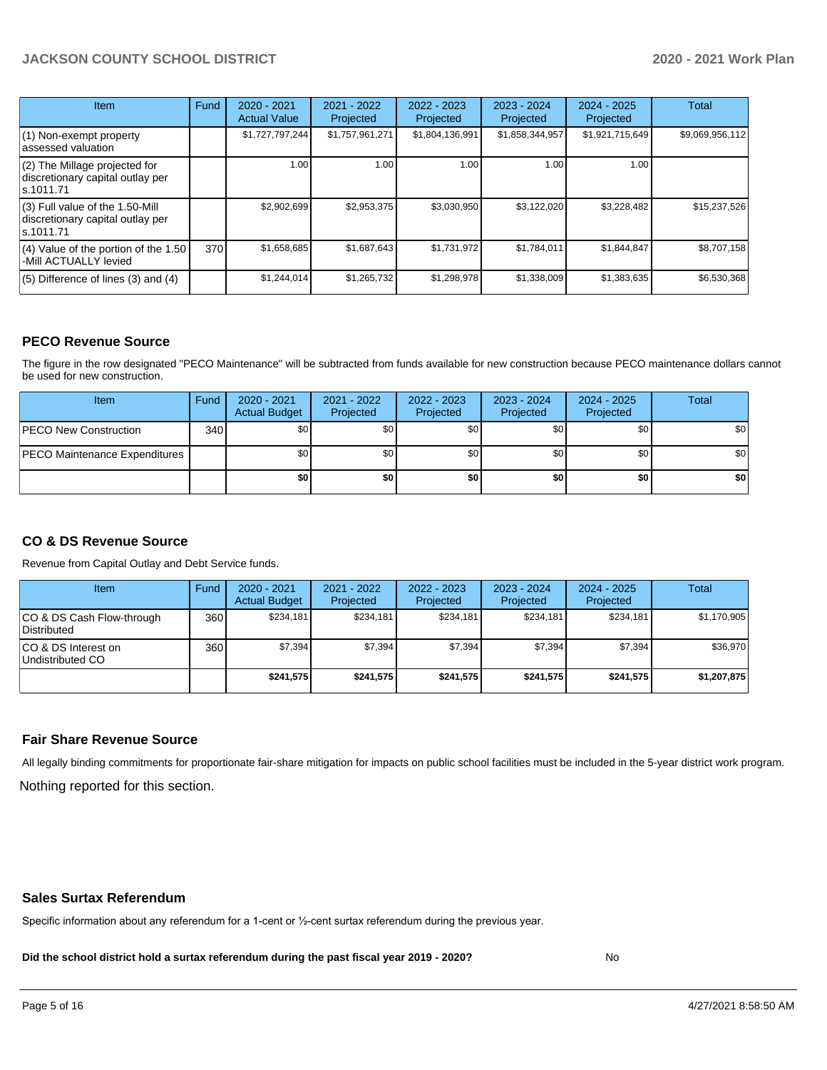| Item | Fund | 2020 - 2021 Actual Value | 2021 - 2022 Projected | 2022 - 2023 Projected | 2023 - 2024 Projected | 2024 - 2025 Projected | Total |
|---|---|---|---|---|---|---|---|
| (1) Non-exempt property assessed valuation | | $1,727,797,244 | $1,757,961,271 | $1,804,136,991 | $1,858,344,957 | $1,921,715,649 | $9,069,956,112 |
| (2) The Millage projected for discretionary capital outlay per s.1011.71 | | 1.00 | 1.00 | 1.00 | 1.00 | 1.00 | |
| (3) Full value of the 1.50-Mill discretionary capital outlay per s.1011.71 | | $2,902,699 | $2,953,375 | $3,030,950 | $3,122,020 | $3,228,482 | $15,237,526 |
| (4) Value of the portion of the 1.50 -Mill ACTUALLY levied | 370 | $1,658,685 | $1,687,643 | $1,731,972 | $1,784,011 | $1,844,847 | $8,707,158 |
| (5) Difference of lines (3) and (4) | | $1,244,014 | $1,265,732 | $1,298,978 | $1,338,009 | $1,383,635 | $6,530,368 |

## PECO Revenue Source

The figure in the row designated "PECO Maintenance" will be subtracted from funds available for new construction because PECO maintenance dollars cannot be used for new construction.

| Item | Fund | 2020 - 2021 Actual Budget | 2021 - 2022 Projected | 2022 - 2023 Projected | 2023 - 2024 Projected | 2024 - 2025 Projected | Total |
|---|---|---|---|---|---|---|---|
| PECO New Construction | 340 | $0 | $0 | $0 | $0 | $0 | $0 |
| PECO Maintenance Expenditures | | $0 | $0 | $0 | $0 | $0 | $0 |
| | | **$0** | **$0** | **$0** | **$0** | **$0** | **$0** |

## CO & DS Revenue Source

Revenue from Capital Outlay and Debt Service funds.

| Item | Fund | 2020 - 2021 Actual Budget | 2021 - 2022 Projected | 2022 - 2023 Projected | 2023 - 2024 Projected | 2024 - 2025 Projected | Total |
|---|---|---|---|---|---|---|---|
| CO & DS Cash Flow-through Distributed | 360 | $234,181 | $234,181 | $234,181 | $234,181 | $234,181 | $1,170,905 |
| CO & DS Interest on Undistributed CO | 360 | $7,394 | $7,394 | $7,394 | $7,394 | $7,394 | $36,970 |
| | | **$241,575** | **$241,575** | **$241,575** | **$241,575** | **$241,575** | **$1,207,875** |

## Fair Share Revenue Source

All legally binding commitments for proportionate fair-share mitigation for impacts on public school facilities must be included in the 5-year district work program.

Nothing reported for this section.

## Sales Surtax Referendum

Specific information about any referendum for a 1-cent or ½-cent surtax referendum during the previous year.

**Did the school district hold a surtax referendum during the past fiscal year 2019 - 2020?** No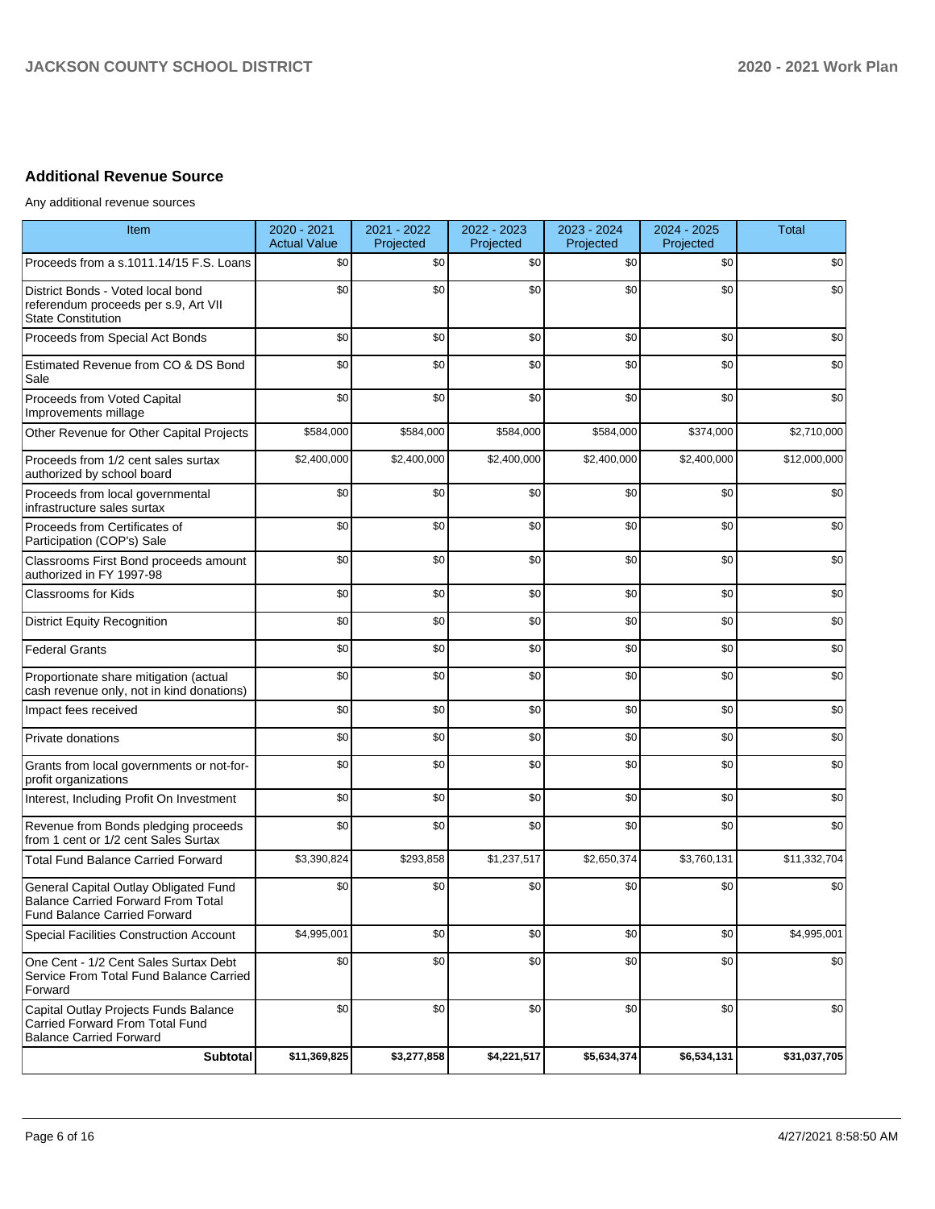## Additional Revenue Source

Any additional revenue sources

| Item | 2020 - 2021 Actual Value | 2021 - 2022 Projected | 2022 - 2023 Projected | 2023 - 2024 Projected | 2024 - 2025 Projected | Total |
|---|---|---|---|---|---|---|
| Proceeds from a s.1011.14/15 F.S. Loans | $0 | $0 | $0 | $0 | $0 | $0 |
| District Bonds - Voted local bond referendum proceeds per s.9, Art VII State Constitution | $0 | $0 | $0 | $0 | $0 | $0 |
| Proceeds from Special Act Bonds | $0 | $0 | $0 | $0 | $0 | $0 |
| Estimated Revenue from CO & DS Bond Sale | $0 | $0 | $0 | $0 | $0 | $0 |
| Proceeds from Voted Capital Improvements millage | $0 | $0 | $0 | $0 | $0 | $0 |
| Other Revenue for Other Capital Projects | $584,000 | $584,000 | $584,000 | $584,000 | $374,000 | $2,710,000 |
| Proceeds from 1/2 cent sales surtax authorized by school board | $2,400,000 | $2,400,000 | $2,400,000 | $2,400,000 | $2,400,000 | $12,000,000 |
| Proceeds from local governmental infrastructure sales surtax | $0 | $0 | $0 | $0 | $0 | $0 |
| Proceeds from Certificates of Participation (COP's) Sale | $0 | $0 | $0 | $0 | $0 | $0 |
| Classrooms First Bond proceeds amount authorized in FY 1997-98 | $0 | $0 | $0 | $0 | $0 | $0 |
| Classrooms for Kids | $0 | $0 | $0 | $0 | $0 | $0 |
| District Equity Recognition | $0 | $0 | $0 | $0 | $0 | $0 |
| Federal Grants | $0 | $0 | $0 | $0 | $0 | $0 |
| Proportionate share mitigation (actual cash revenue only, not in kind donations) | $0 | $0 | $0 | $0 | $0 | $0 |
| Impact fees received | $0 | $0 | $0 | $0 | $0 | $0 |
| Private donations | $0 | $0 | $0 | $0 | $0 | $0 |
| Grants from local governments or not-for-profit organizations | $0 | $0 | $0 | $0 | $0 | $0 |
| Interest, Including Profit On Investment | $0 | $0 | $0 | $0 | $0 | $0 |
| Revenue from Bonds pledging proceeds from 1 cent or 1/2 cent Sales Surtax | $0 | $0 | $0 | $0 | $0 | $0 |
| Total Fund Balance Carried Forward | $3,390,824 | $293,858 | $1,237,517 | $2,650,374 | $3,760,131 | $11,332,704 |
| General Capital Outlay Obligated Fund Balance Carried Forward From Total Fund Balance Carried Forward | $0 | $0 | $0 | $0 | $0 | $0 |
| Special Facilities Construction Account | $4,995,001 | $0 | $0 | $0 | $0 | $4,995,001 |
| One Cent - 1/2 Cent Sales Surtax Debt Service From Total Fund Balance Carried Forward | $0 | $0 | $0 | $0 | $0 | $0 |
| Capital Outlay Projects Funds Balance Carried Forward From Total Fund Balance Carried Forward | $0 | $0 | $0 | $0 | $0 | $0 |
| **Subtotal** | **$11,369,825** | **$3,277,858** | **$4,221,517** | **$5,634,374** | **$6,534,131** | **$31,037,705** |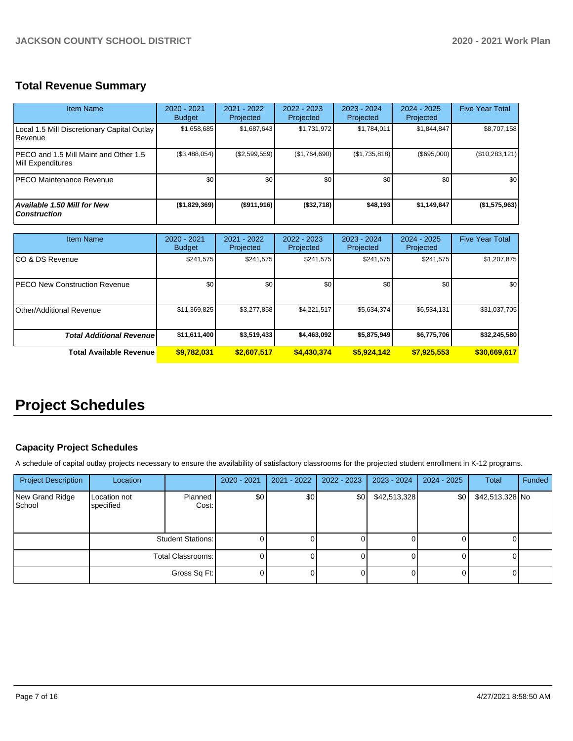## Total Revenue Summary

| Item Name | 2020 - 2021 Budget | 2021 - 2022 Projected | 2022 - 2023 Projected | 2023 - 2024 Projected | 2024 - 2025 Projected | Five Year Total |
|---|---|---|---|---|---|---|
| Local 1.5 Mill Discretionary Capital Outlay Revenue | $1,658,685 | $1,687,643 | $1,731,972 | $1,784,011 | $1,844,847 | $8,707,158 |
| PECO and 1.5 Mill Maint and Other 1.5 Mill Expenditures | ($3,488,054) | ($2,599,559) | ($1,764,690) | ($1,735,818) | ($695,000) | ($10,283,121) |
| PECO Maintenance Revenue | $0 | $0 | $0 | $0 | $0 | $0 |
| ***Available 1.50 Mill for New Construction*** | **($1,829,369)** | **($911,916)** | **($32,718)** | **$48,193** | **$1,149,847** | **($1,575,963)** |

| Item Name | 2020 - 2021 Budget | 2021 - 2022 Projected | 2022 - 2023 Projected | 2023 - 2024 Projected | 2024 - 2025 Projected | Five Year Total |
|---|---|---|---|---|---|---|
| CO & DS Revenue | $241,575 | $241,575 | $241,575 | $241,575 | $241,575 | $1,207,875 |
| PECO New Construction Revenue | $0 | $0 | $0 | $0 | $0 | $0 |
| Other/Additional Revenue | $11,369,825 | $3,277,858 | $4,221,517 | $5,634,374 | $6,534,131 | $31,037,705 |
| ***Total Additional Revenue*** | **$11,611,400** | **$3,519,433** | **$4,463,092** | **$5,875,949** | **$6,775,706** | **$32,245,580** |
| **Total Available Revenue** | **$9,782,031** | **$2,607,517** | **$4,430,374** | **$5,924,142** | **$7,925,553** | **$30,669,617** |

# Project Schedules

### Capacity Project Schedules

A schedule of capital outlay projects necessary to ensure the availability of satisfactory classrooms for the projected student enrollment in K-12 programs.

| Project Description | Location | | 2020 - 2021 | 2021 - 2022 | 2022 - 2023 | 2023 - 2024 | 2024 - 2025 | Total | Funded |
|---|---|---|---|---|---|---|---|---|---|
| New Grand Ridge School | Location not specified | Planned Cost: | $0 | $0 | $0 | $42,513,328 | $0 | $42,513,328 | No |
| | | Student Stations: | 0 | 0 | 0 | 0 | 0 | 0 | |
| | | Total Classrooms: | 0 | 0 | 0 | 0 | 0 | 0 | |
| | | Gross Sq Ft: | 0 | 0 | 0 | 0 | 0 | 0 | |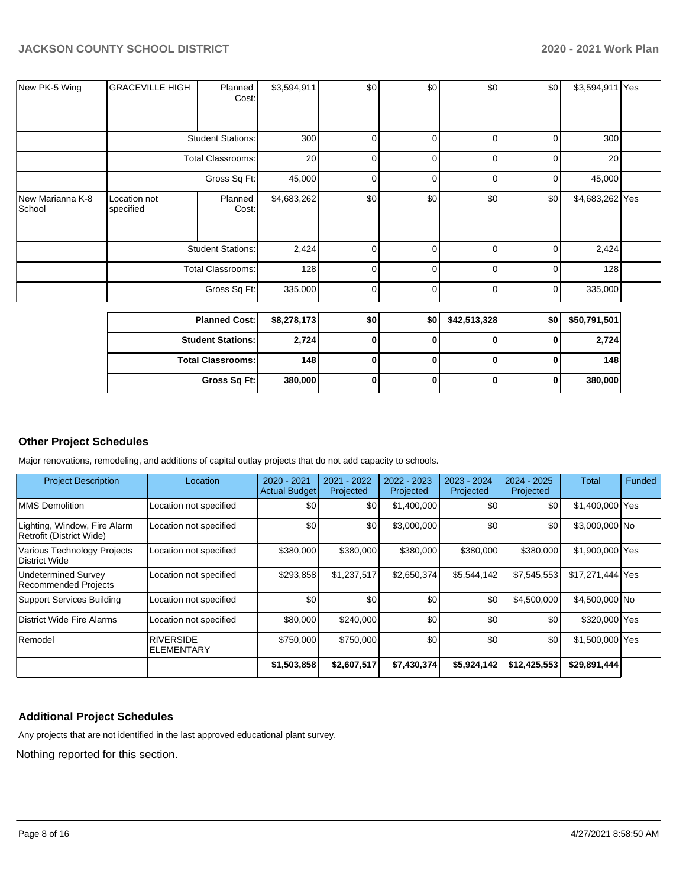| New PK-5 Wing | GRACEVILLE HIGH | Planned Cost: | $3,594,911 | $0 | $0 | $0 | $0 | $3,594,911 | Yes |
|---|---|---|---|---|---|---|---|---|---|
| | Student Stations: | | 300 | 0 | 0 | 0 | 0 | 300 | |
| | Total Classrooms: | | 20 | 0 | 0 | 0 | 0 | 20 | |
| | Gross Sq Ft: | | 45,000 | 0 | 0 | 0 | 0 | 45,000 | |
| New Marianna K-8 School | Location not specified | Planned Cost: | $4,683,262 | $0 | $0 | $0 | $0 | $4,683,262 | Yes |
| | Student Stations: | | 2,424 | 0 | 0 | 0 | 0 | 2,424 | |
| | Total Classrooms: | | 128 | 0 | 0 | 0 | 0 | 128 | |
| | Gross Sq Ft: | | 335,000 | 0 | 0 | 0 | 0 | 335,000 | |

| | | | | | | |
|---|---|---|---|---|---|---|
| **Planned Cost:** | **$8,278,173** | **$0** | **$0** | **$42,513,328** | **$0** | **$50,791,501** |
| **Student Stations:** | **2,724** | **0** | **0** | **0** | **0** | **2,724** |
| **Total Classrooms:** | **148** | **0** | **0** | **0** | **0** | **148** |
| **Gross Sq Ft:** | **380,000** | **0** | **0** | **0** | **0** | **380,000** |

## Other Project Schedules

Major renovations, remodeling, and additions of capital outlay projects that do not add capacity to schools.

| Project Description | Location | 2020 - 2021 Actual Budget | 2021 - 2022 Projected | 2022 - 2023 Projected | 2023 - 2024 Projected | 2024 - 2025 Projected | Total | Funded |
|---|---|---|---|---|---|---|---|---|
| MMS Demolition | Location not specified | $0 | $0 | $1,400,000 | $0 | $0 | $1,400,000 | Yes |
| Lighting, Window, Fire Alarm Retrofit (District Wide) | Location not specified | $0 | $0 | $3,000,000 | $0 | $0 | $3,000,000 | No |
| Various Technology Projects District Wide | Location not specified | $380,000 | $380,000 | $380,000 | $380,000 | $380,000 | $1,900,000 | Yes |
| Undetermined Survey Recommended Projects | Location not specified | $293,858 | $1,237,517 | $2,650,374 | $5,544,142 | $7,545,553 | $17,271,444 | Yes |
| Support Services Building | Location not specified | $0 | $0 | $0 | $0 | $4,500,000 | $4,500,000 | No |
| District Wide Fire Alarms | Location not specified | $80,000 | $240,000 | $0 | $0 | $0 | $320,000 | Yes |
| Remodel | RIVERSIDE ELEMENTARY | $750,000 | $750,000 | $0 | $0 | $0 | $1,500,000 | Yes |
| | | **$1,503,858** | **$2,607,517** | **$7,430,374** | **$5,924,142** | **$12,425,553** | **$29,891,444** | |

## Additional Project Schedules

Any projects that are not identified in the last approved educational plant survey.

Nothing reported for this section.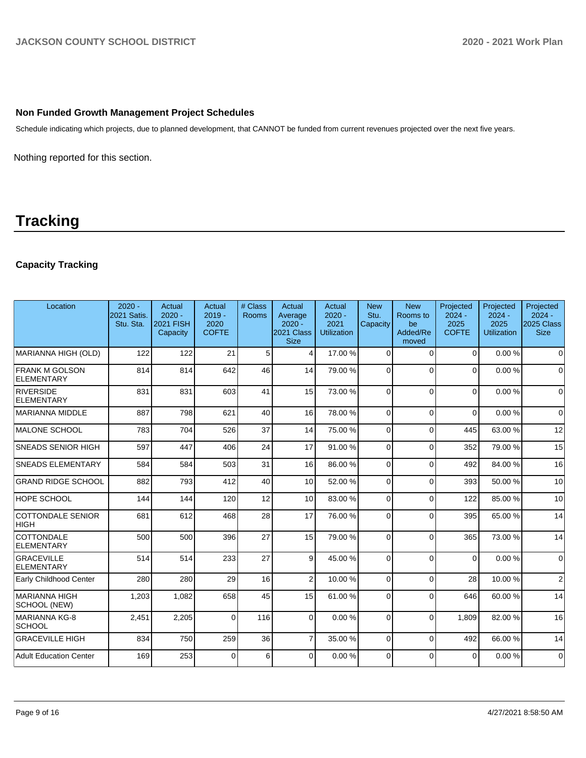## Non Funded Growth Management Project Schedules

Schedule indicating which projects, due to planned development, that CANNOT be funded from current revenues projected over the next five years.

Nothing reported for this section.

# Tracking

## Capacity Tracking

| Location | 2020 - 2021 Satis. Stu. Sta. | Actual 2020 - 2021 FISH Capacity | Actual 2019 - 2020 COFTE | # Class Rooms | Actual Average 2020 - 2021 Class Size | Actual 2020 - 2021 Utilization | New Stu. Capacity | New Rooms to be Added/Removed | Projected 2024 - 2025 COFTE | Projected 2024 - 2025 Utilization | Projected 2024 - 2025 Class Size |
|---|---|---|---|---|---|---|---|---|---|---|---|
| MARIANNA HIGH (OLD) | 122 | 122 | 21 | 5 | 4 | 17.00 % | 0 | 0 | 0 | 0.00 % | 0 |
| FRANK M GOLSON ELEMENTARY | 814 | 814 | 642 | 46 | 14 | 79.00 % | 0 | 0 | 0 | 0.00 % | 0 |
| RIVERSIDE ELEMENTARY | 831 | 831 | 603 | 41 | 15 | 73.00 % | 0 | 0 | 0 | 0.00 % | 0 |
| MARIANNA MIDDLE | 887 | 798 | 621 | 40 | 16 | 78.00 % | 0 | 0 | 0 | 0.00 % | 0 |
| MALONE SCHOOL | 783 | 704 | 526 | 37 | 14 | 75.00 % | 0 | 0 | 445 | 63.00 % | 12 |
| SNEADS SENIOR HIGH | 597 | 447 | 406 | 24 | 17 | 91.00 % | 0 | 0 | 352 | 79.00 % | 15 |
| SNEADS ELEMENTARY | 584 | 584 | 503 | 31 | 16 | 86.00 % | 0 | 0 | 492 | 84.00 % | 16 |
| GRAND RIDGE SCHOOL | 882 | 793 | 412 | 40 | 10 | 52.00 % | 0 | 0 | 393 | 50.00 % | 10 |
| HOPE SCHOOL | 144 | 144 | 120 | 12 | 10 | 83.00 % | 0 | 0 | 122 | 85.00 % | 10 |
| COTTONDALE SENIOR HIGH | 681 | 612 | 468 | 28 | 17 | 76.00 % | 0 | 0 | 395 | 65.00 % | 14 |
| COTTONDALE ELEMENTARY | 500 | 500 | 396 | 27 | 15 | 79.00 % | 0 | 0 | 365 | 73.00 % | 14 |
| GRACEVILLE ELEMENTARY | 514 | 514 | 233 | 27 | 9 | 45.00 % | 0 | 0 | 0 | 0.00 % | 0 |
| Early Childhood Center | 280 | 280 | 29 | 16 | 2 | 10.00 % | 0 | 0 | 28 | 10.00 % | 2 |
| MARIANNA HIGH SCHOOL (NEW) | 1,203 | 1,082 | 658 | 45 | 15 | 61.00 % | 0 | 0 | 646 | 60.00 % | 14 |
| MARIANNA KG-8 SCHOOL | 2,451 | 2,205 | 0 | 116 | 0 | 0.00 % | 0 | 0 | 1,809 | 82.00 % | 16 |
| GRACEVILLE HIGH | 834 | 750 | 259 | 36 | 7 | 35.00 % | 0 | 0 | 492 | 66.00 % | 14 |
| Adult Education Center | 169 | 253 | 0 | 6 | 0 | 0.00 % | 0 | 0 | 0 | 0.00 % | 0 |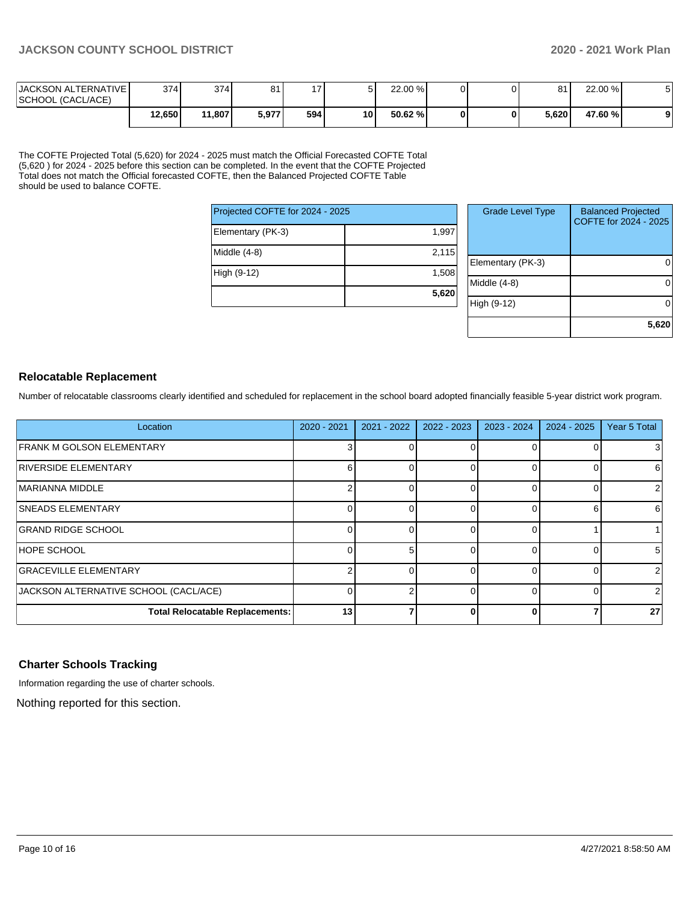| | | | | | | | | | | |
|---|---|---|---|---|---|---|---|---|---|---|
| JACKSON ALTERNATIVE SCHOOL (CACL/ACE) | 374 | 374 | 81 | 17 | 5 | 22.00 % | 0 | 0 | 81 | 22.00 % | 5 |
| | **12,650** | **11,807** | **5,977** | **594** | **10** | **50.62 %** | **0** | **0** | **5,620** | **47.60 %** | **9** |

The COFTE Projected Total (5,620) for 2024 - 2025 must match the Official Forecasted COFTE Total (5,620 ) for 2024 - 2025 before this section can be completed. In the event that the COFTE Projected Total does not match the Official forecasted COFTE, then the Balanced Projected COFTE Table should be used to balance COFTE.

| Projected COFTE for 2024 - 2025 | |
|---|---|
| Elementary (PK-3) | 1,997 |
| Middle (4-8) | 2,115 |
| High (9-12) | 1,508 |
| | **5,620** |

| Grade Level Type | Balanced Projected COFTE for 2024 - 2025 |
|---|---|
| Elementary (PK-3) | 0 |
| Middle (4-8) | 0 |
| High (9-12) | 0 |
| | **5,620** |

## Relocatable Replacement

Number of relocatable classrooms clearly identified and scheduled for replacement in the school board adopted financially feasible 5-year district work program.

| Location | 2020 - 2021 | 2021 - 2022 | 2022 - 2023 | 2023 - 2024 | 2024 - 2025 | Year 5 Total |
|---|---|---|---|---|---|---|
| FRANK M GOLSON ELEMENTARY | 3 | 0 | 0 | 0 | 0 | 3 |
| RIVERSIDE ELEMENTARY | 6 | 0 | 0 | 0 | 0 | 6 |
| MARIANNA MIDDLE | 2 | 0 | 0 | 0 | 0 | 2 |
| SNEADS ELEMENTARY | 0 | 0 | 0 | 0 | 6 | 6 |
| GRAND RIDGE SCHOOL | 0 | 0 | 0 | 0 | 1 | 1 |
| HOPE SCHOOL | 0 | 5 | 0 | 0 | 0 | 5 |
| GRACEVILLE ELEMENTARY | 2 | 0 | 0 | 0 | 0 | 2 |
| JACKSON ALTERNATIVE SCHOOL (CACL/ACE) | 0 | 2 | 0 | 0 | 0 | 2 |
| **Total Relocatable Replacements:** | **13** | **7** | **0** | **0** | **7** | **27** |

## Charter Schools Tracking

Information regarding the use of charter schools.

Nothing reported for this section.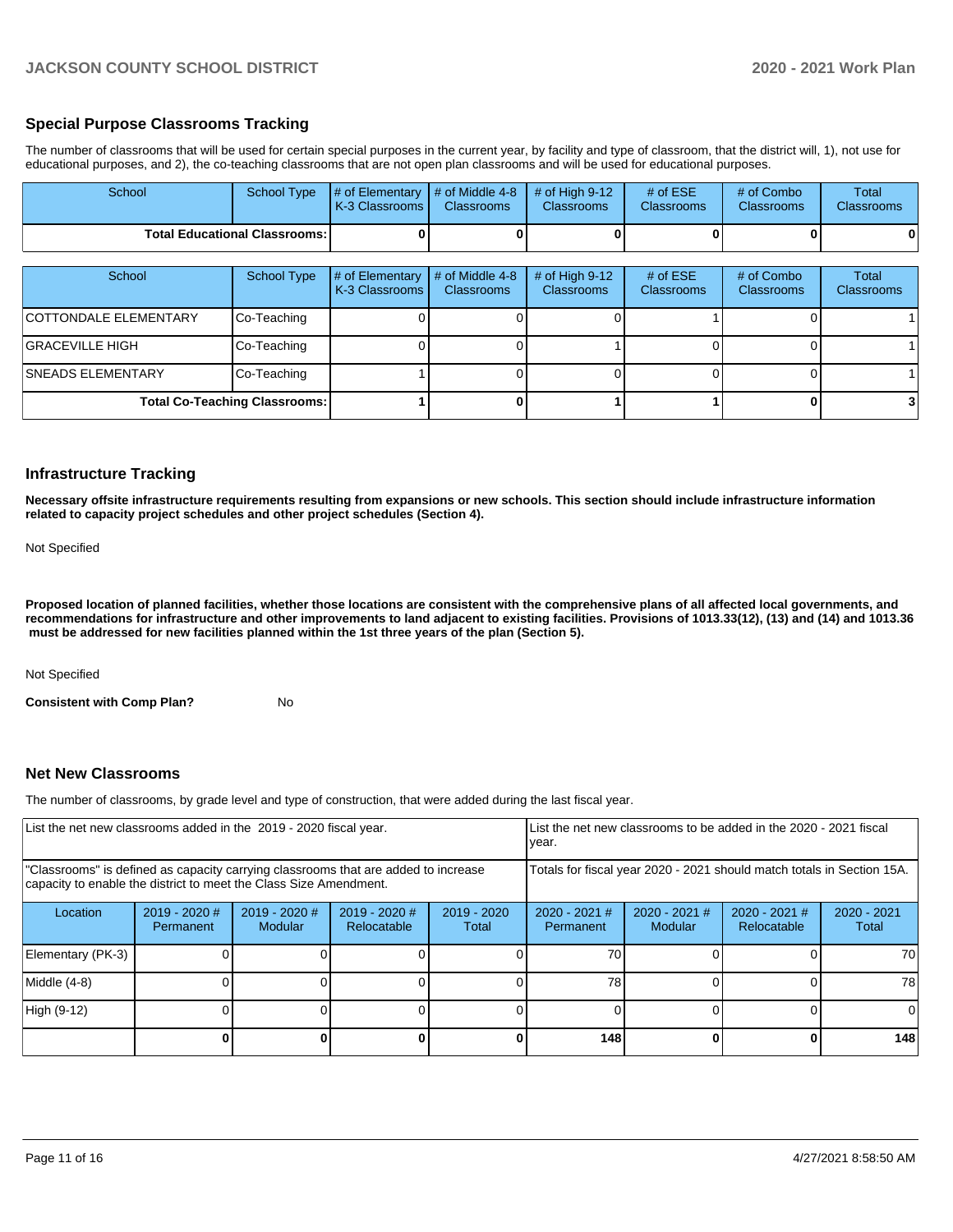## Special Purpose Classrooms Tracking

The number of classrooms that will be used for certain special purposes in the current year, by facility and type of classroom, that the district will, 1), not use for educational purposes, and 2), the co-teaching classrooms that are not open plan classrooms and will be used for educational purposes.

| School | School Type | # of Elementary K-3 Classrooms | # of Middle 4-8 Classrooms | # of High 9-12 Classrooms | # of ESE Classrooms | # of Combo Classrooms | Total Classrooms |
|---|---|---|---|---|---|---|---|
| **Total Educational Classrooms:** | | **0** | **0** | **0** | **0** | **0** | **0** |

| School | School Type | # of Elementary K-3 Classrooms | # of Middle 4-8 Classrooms | # of High 9-12 Classrooms | # of ESE Classrooms | # of Combo Classrooms | Total Classrooms |
|---|---|---|---|---|---|---|---|
| COTTONDALE ELEMENTARY | Co-Teaching | 0 | 0 | 0 | 1 | 0 | 1 |
| GRACEVILLE HIGH | Co-Teaching | 0 | 0 | 1 | 0 | 0 | 1 |
| SNEADS ELEMENTARY | Co-Teaching | 1 | 0 | 0 | 0 | 0 | 1 |
| **Total Co-Teaching Classrooms:** | | **1** | **0** | **1** | **1** | **0** | **3** |

## Infrastructure Tracking

**Necessary offsite infrastructure requirements resulting from expansions or new schools. This section should include infrastructure information related to capacity project schedules and other project schedules (Section 4).**

Not Specified

**Proposed location of planned facilities, whether those locations are consistent with the comprehensive plans of all affected local governments, and recommendations for infrastructure and other improvements to land adjacent to existing facilities. Provisions of 1013.33(12), (13) and (14) and 1013.36 must be addressed for new facilities planned within the 1st three years of the plan (Section 5).**

Not Specified

**Consistent with Comp Plan?** No

## Net New Classrooms

The number of classrooms, by grade level and type of construction, that were added during the last fiscal year.

| List the net new classrooms added in the 2019 - 2020 fiscal year. | | | | | List the net new classrooms to be added in the 2020 - 2021 fiscal year. | | | |
|---|---|---|---|---|---|---|---|---|
| "Classrooms" is defined as capacity carrying classrooms that are added to increase capacity to enable the district to meet the Class Size Amendment. | | | | | Totals for fiscal year 2020 - 2021 should match totals in Section 15A. | | | |
| Location | 2019 - 2020 # Permanent | 2019 - 2020 # Modular | 2019 - 2020 # Relocatable | 2019 - 2020 Total | 2020 - 2021 # Permanent | 2020 - 2021 # Modular | 2020 - 2021 # Relocatable | 2020 - 2021 Total |
| Elementary (PK-3) | 0 | 0 | 0 | 0 | 70 | 0 | 0 | 70 |
| Middle (4-8) | 0 | 0 | 0 | 0 | 78 | 0 | 0 | 78 |
| High (9-12) | 0 | 0 | 0 | 0 | 0 | 0 | 0 | 0 |
| | **0** | **0** | **0** | **0** | **148** | **0** | **0** | **148** |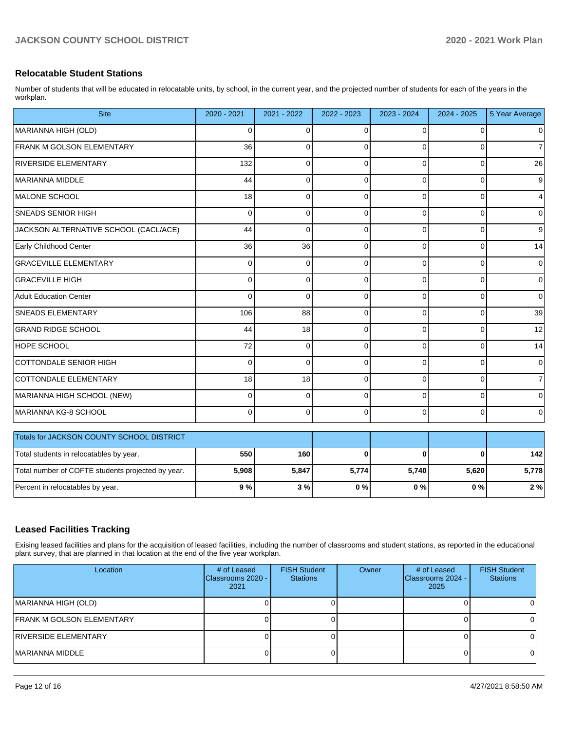## Relocatable Student Stations

Number of students that will be educated in relocatable units, by school, in the current year, and the projected number of students for each of the years in the workplan.

| Site | 2020 - 2021 | 2021 - 2022 | 2022 - 2023 | 2023 - 2024 | 2024 - 2025 | 5 Year Average |
|---|---|---|---|---|---|---|
| MARIANNA HIGH (OLD) | 0 | 0 | 0 | 0 | 0 | 0 |
| FRANK M GOLSON ELEMENTARY | 36 | 0 | 0 | 0 | 0 | 7 |
| RIVERSIDE ELEMENTARY | 132 | 0 | 0 | 0 | 0 | 26 |
| MARIANNA MIDDLE | 44 | 0 | 0 | 0 | 0 | 9 |
| MALONE SCHOOL | 18 | 0 | 0 | 0 | 0 | 4 |
| SNEADS SENIOR HIGH | 0 | 0 | 0 | 0 | 0 | 0 |
| JACKSON ALTERNATIVE SCHOOL (CACL/ACE) | 44 | 0 | 0 | 0 | 0 | 9 |
| Early Childhood Center | 36 | 36 | 0 | 0 | 0 | 14 |
| GRACEVILLE ELEMENTARY | 0 | 0 | 0 | 0 | 0 | 0 |
| GRACEVILLE HIGH | 0 | 0 | 0 | 0 | 0 | 0 |
| Adult Education Center | 0 | 0 | 0 | 0 | 0 | 0 |
| SNEADS ELEMENTARY | 106 | 88 | 0 | 0 | 0 | 39 |
| GRAND RIDGE SCHOOL | 44 | 18 | 0 | 0 | 0 | 12 |
| HOPE SCHOOL | 72 | 0 | 0 | 0 | 0 | 14 |
| COTTONDALE SENIOR HIGH | 0 | 0 | 0 | 0 | 0 | 0 |
| COTTONDALE ELEMENTARY | 18 | 18 | 0 | 0 | 0 | 7 |
| MARIANNA HIGH SCHOOL (NEW) | 0 | 0 | 0 | 0 | 0 | 0 |
| MARIANNA KG-8 SCHOOL | 0 | 0 | 0 | 0 | 0 | 0 |

| Totals for JACKSON COUNTY SCHOOL DISTRICT | | | | | | |
|---|---|---|---|---|---|---|
| Total students in relocatables by year. | **550** | **160** | **0** | **0** | **0** | **142** |
| Total number of COFTE students projected by year. | **5,908** | **5,847** | **5,774** | **5,740** | **5,620** | **5,778** |
| Percent in relocatables by year. | **9 %** | **3 %** | **0 %** | **0 %** | **0 %** | **2 %** |

## Leased Facilities Tracking

Exising leased facilities and plans for the acquisition of leased facilities, including the number of classrooms and student stations, as reported in the educational plant survey, that are planned in that location at the end of the five year workplan.

| Location | # of Leased Classrooms 2020 - 2021 | FISH Student Stations | Owner | # of Leased Classrooms 2024 - 2025 | FISH Student Stations |
|---|---|---|---|---|---|
| MARIANNA HIGH (OLD) | 0 | 0 | | 0 | 0 |
| FRANK M GOLSON ELEMENTARY | 0 | 0 | | 0 | 0 |
| RIVERSIDE ELEMENTARY | 0 | 0 | | 0 | 0 |
| MARIANNA MIDDLE | 0 | 0 | | 0 | 0 |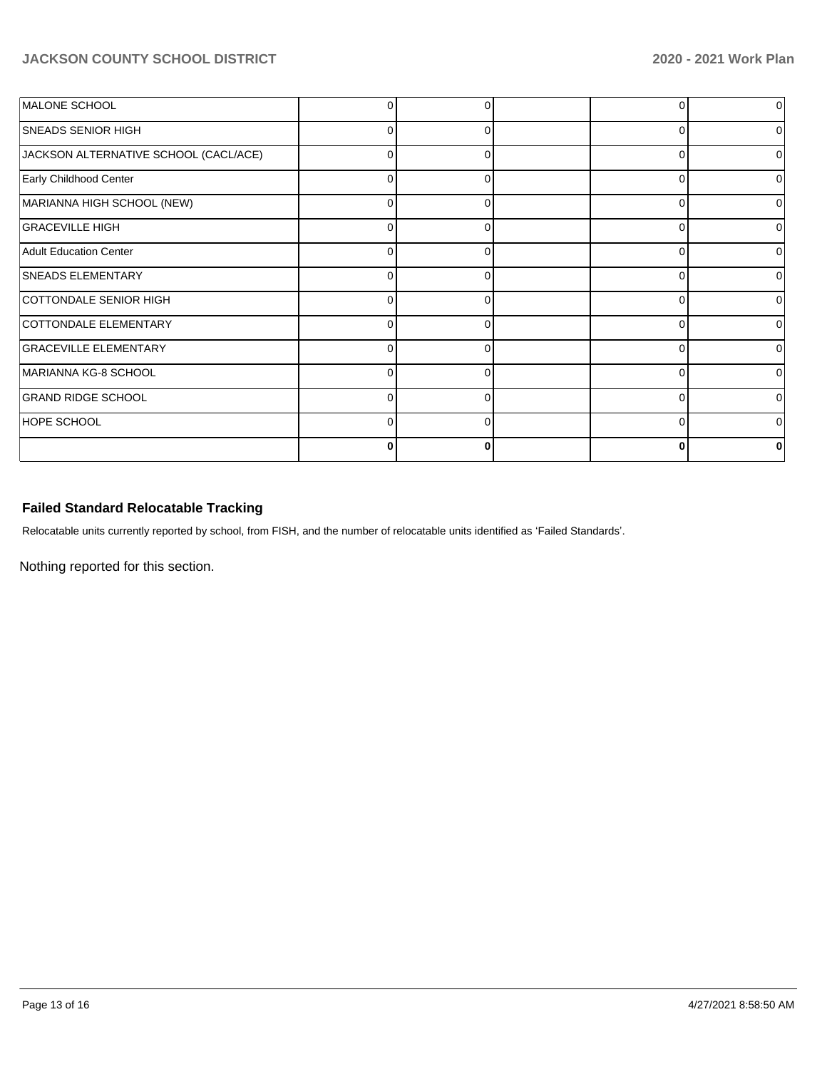| | | | | | |
|---|---|---|---|---|---|
| MALONE SCHOOL | 0 | 0 | | 0 | 0 |
| SNEADS SENIOR HIGH | 0 | 0 | | 0 | 0 |
| JACKSON ALTERNATIVE SCHOOL (CACL/ACE) | 0 | 0 | | 0 | 0 |
| Early Childhood Center | 0 | 0 | | 0 | 0 |
| MARIANNA HIGH SCHOOL (NEW) | 0 | 0 | | 0 | 0 |
| GRACEVILLE HIGH | 0 | 0 | | 0 | 0 |
| Adult Education Center | 0 | 0 | | 0 | 0 |
| SNEADS ELEMENTARY | 0 | 0 | | 0 | 0 |
| COTTONDALE SENIOR HIGH | 0 | 0 | | 0 | 0 |
| COTTONDALE ELEMENTARY | 0 | 0 | | 0 | 0 |
| GRACEVILLE ELEMENTARY | 0 | 0 | | 0 | 0 |
| MARIANNA KG-8 SCHOOL | 0 | 0 | | 0 | 0 |
| GRAND RIDGE SCHOOL | 0 | 0 | | 0 | 0 |
| HOPE SCHOOL | 0 | 0 | | 0 | 0 |
| | **0** | **0** | | **0** | **0** |

### Failed Standard Relocatable Tracking

Relocatable units currently reported by school, from FISH, and the number of relocatable units identified as 'Failed Standards'.

Nothing reported for this section.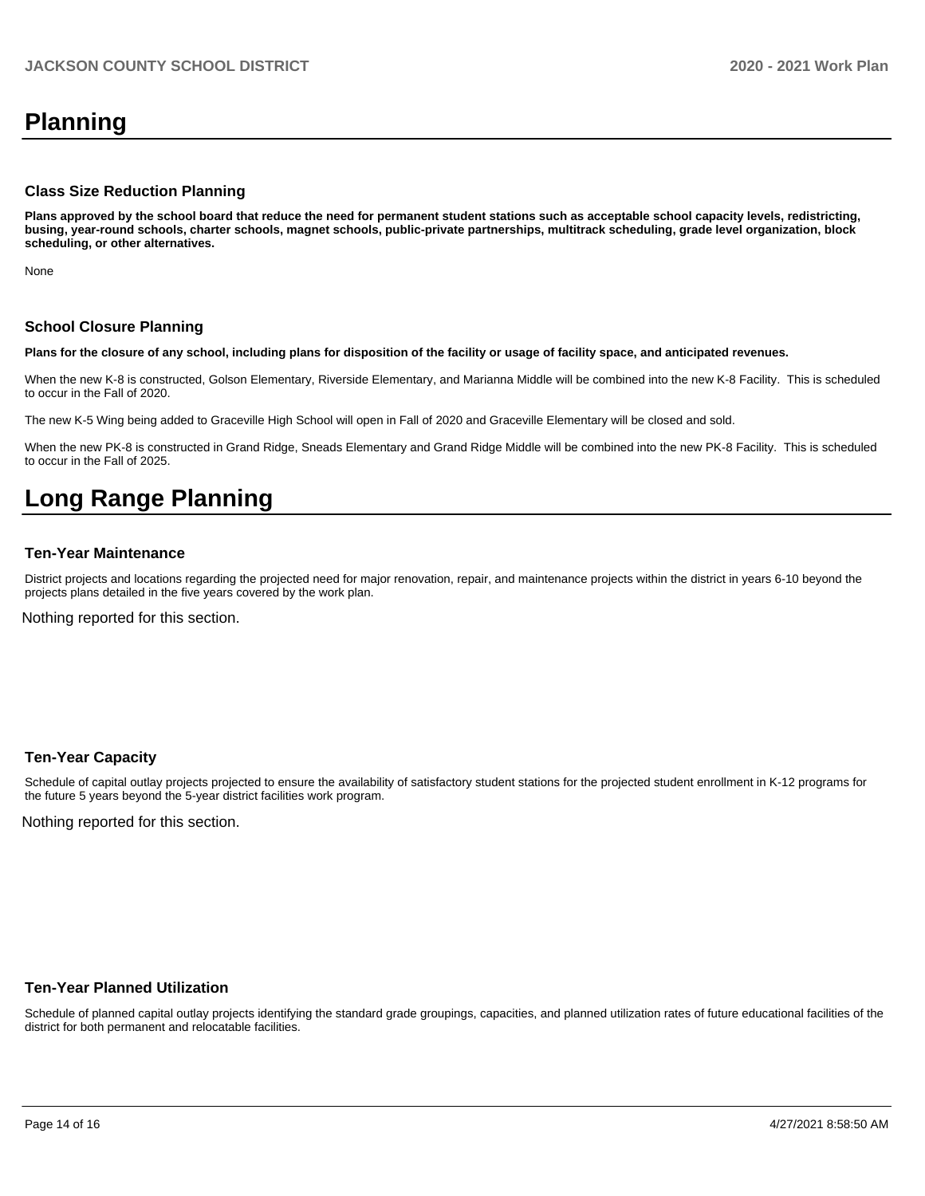# Planning

### Class Size Reduction Planning

**Plans approved by the school board that reduce the need for permanent student stations such as acceptable school capacity levels, redistricting, busing, year-round schools, charter schools, magnet schools, public-private partnerships, multitrack scheduling, grade level organization, block scheduling, or other alternatives.**

None

### School Closure Planning

**Plans for the closure of any school, including plans for disposition of the facility or usage of facility space, and anticipated revenues.**

When the new K-8 is constructed, Golson Elementary, Riverside Elementary, and Marianna Middle will be combined into the new K-8 Facility. This is scheduled to occur in the Fall of 2020.

The new K-5 Wing being added to Graceville High School will open in Fall of 2020 and Graceville Elementary will be closed and sold.

When the new PK-8 is constructed in Grand Ridge, Sneads Elementary and Grand Ridge Middle will be combined into the new PK-8 Facility. This is scheduled to occur in the Fall of 2025.

# Long Range Planning

### Ten-Year Maintenance

District projects and locations regarding the projected need for major renovation, repair, and maintenance projects within the district in years 6-10 beyond the projects plans detailed in the five years covered by the work plan.

Nothing reported for this section.

### Ten-Year Capacity

Schedule of capital outlay projects projected to ensure the availability of satisfactory student stations for the projected student enrollment in K-12 programs for the future 5 years beyond the 5-year district facilities work program.

Nothing reported for this section.

### Ten-Year Planned Utilization

Schedule of planned capital outlay projects identifying the standard grade groupings, capacities, and planned utilization rates of future educational facilities of the district for both permanent and relocatable facilities.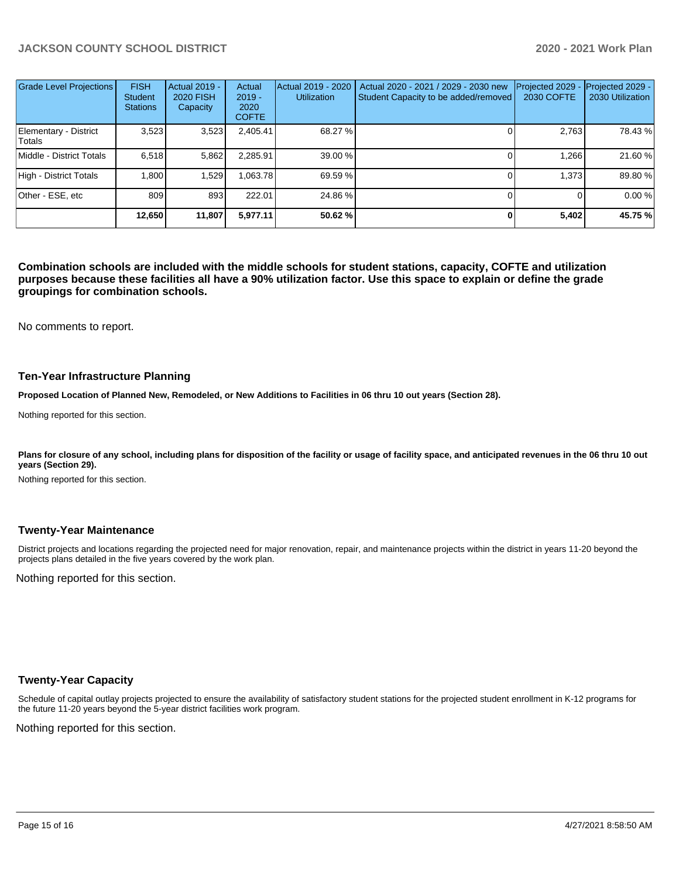| Grade Level Projections | FISH Student Stations | Actual 2019 - 2020 FISH Capacity | Actual 2019 - 2020 COFTE | Actual 2019 - 2020 Utilization | Actual 2020 - 2021 / 2029 - 2030 new Student Capacity to be added/removed | Projected 2029 - 2030 COFTE | Projected 2029 - 2030 Utilization |
|---|---|---|---|---|---|---|---|
| Elementary - District Totals | 3,523 | 3,523 | 2,405.41 | 68.27 % | 0 | 2,763 | 78.43 % |
| Middle - District Totals | 6,518 | 5,862 | 2,285.91 | 39.00 % | 0 | 1,266 | 21.60 % |
| High - District Totals | 1,800 | 1,529 | 1,063.78 | 69.59 % | 0 | 1,373 | 89.80 % |
| Other - ESE, etc | 809 | 893 | 222.01 | 24.86 % | 0 | 0 | 0.00 % |
| | **12,650** | **11,807** | **5,977.11** | **50.62 %** | **0** | **5,402** | **45.75 %** |

**Combination schools are included with the middle schools for student stations, capacity, COFTE and utilization purposes because these facilities all have a 90% utilization factor. Use this space to explain or define the grade groupings for combination schools.**

No comments to report.

## Ten-Year Infrastructure Planning

**Proposed Location of Planned New, Remodeled, or New Additions to Facilities in 06 thru 10 out years (Section 28).**

Nothing reported for this section.

**Plans for closure of any school, including plans for disposition of the facility or usage of facility space, and anticipated revenues in the 06 thru 10 out years (Section 29).**

Nothing reported for this section.

## Twenty-Year Maintenance

District projects and locations regarding the projected need for major renovation, repair, and maintenance projects within the district in years 11-20 beyond the projects plans detailed in the five years covered by the work plan.

Nothing reported for this section.

## Twenty-Year Capacity

Schedule of capital outlay projects projected to ensure the availability of satisfactory student stations for the projected student enrollment in K-12 programs for the future 11-20 years beyond the 5-year district facilities work program.

Nothing reported for this section.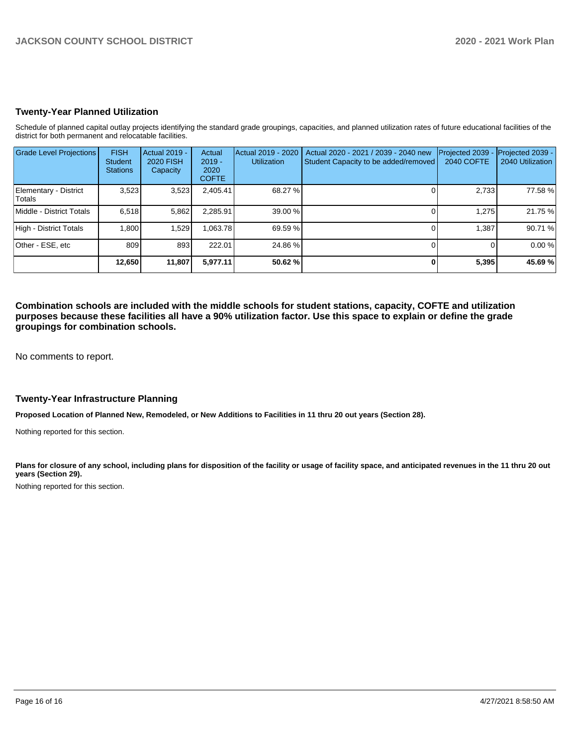## Twenty-Year Planned Utilization

Schedule of planned capital outlay projects identifying the standard grade groupings, capacities, and planned utilization rates of future educational facilities of the district for both permanent and relocatable facilities.

| Grade Level Projections | FISH Student Stations | Actual 2019 - 2020 FISH Capacity | Actual 2019 - 2020 COFTE | Actual 2019 - 2020 Utilization | Actual 2020 - 2021 / 2039 - 2040 new Student Capacity to be added/removed | Projected 2039 - 2040 COFTE | Projected 2039 - 2040 Utilization |
|---|---|---|---|---|---|---|---|
| Elementary - District Totals | 3,523 | 3,523 | 2,405.41 | 68.27 % | 0 | 2,733 | 77.58 % |
| Middle - District Totals | 6,518 | 5,862 | 2,285.91 | 39.00 % | 0 | 1,275 | 21.75 % |
| High - District Totals | 1,800 | 1,529 | 1,063.78 | 69.59 % | 0 | 1,387 | 90.71 % |
| Other - ESE, etc | 809 | 893 | 222.01 | 24.86 % | 0 | 0 | 0.00 % |
| | **12,650** | **11,807** | **5,977.11** | **50.62 %** | **0** | **5,395** | **45.69 %** |

**Combination schools are included with the middle schools for student stations, capacity, COFTE and utilization purposes because these facilities all have a 90% utilization factor. Use this space to explain or define the grade groupings for combination schools.**

No comments to report.

## Twenty-Year Infrastructure Planning

**Proposed Location of Planned New, Remodeled, or New Additions to Facilities in 11 thru 20 out years (Section 28).**

Nothing reported for this section.

**Plans for closure of any school, including plans for disposition of the facility or usage of facility space, and anticipated revenues in the 11 thru 20 out years (Section 29).**

Nothing reported for this section.